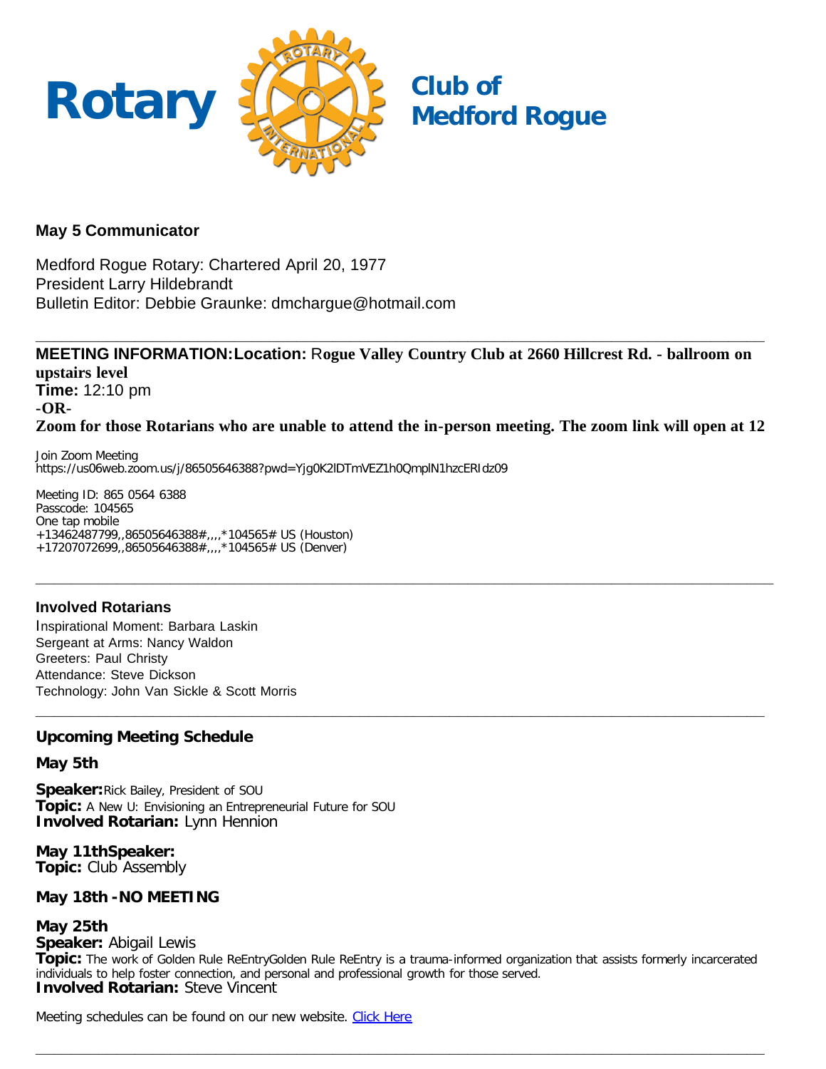# Rotary Club of Medford Rogue

### May 5 Communicator

Medford Rogue Rotary: Chartered April 20, 1977
President Larry Hildebrandt
Bulletin Editor: Debbie Graunke: dmchargue@hotmail.com

---

**MEETING INFORMATION:** **Location:** **Rogue Valley Country Club at 2660 Hillcrest Rd. - ballroom on upstairs level**
**Time:** 12:10 pm
**-OR-**
**Zoom for those Rotarians who are unable to attend the in-person meeting. The zoom link will open at 12**

Join Zoom Meeting
https://us06web.zoom.us/j/86505646388?pwd=Yjg0K2lDTmVEZ1h0QmplN1hzcERIdz09

Meeting ID: 865 0564 6388
Passcode: 104565
One tap mobile
+13462487799,,86505646388#,,,,*104565# US (Houston)
+17207072699,,86505646388#,,,,*104565# US (Denver)

---

### Involved Rotarians

Inspirational Moment: Barbara Laskin
Sergeant at Arms: Nancy Waldon
Greeters: Paul Christy
Attendance: Steve Dickson
Technology: John Van Sickle & Scott Morris

---

### Upcoming Meeting Schedule

**May 5th**

**Speaker:** Rick Bailey, President of SOU
**Topic:** A New U: Envisioning an Entrepreneurial Future for SOU
**Involved Rotarian:** Lynn Hennion

**May 11th** **Speaker:**
**Topic:** Club Assembly

**May 18th - NO MEETING**

**May 25th**
**Speaker:** Abigail Lewis
**Topic:** The work of Golden Rule ReEntryGolden Rule ReEntry is a trauma-informed organization that assists formerly incarcerated individuals to help foster connection, and personal and professional growth for those served.
**Involved Rotarian:** Steve Vincent

Meeting schedules can be found on our new website. Click Here

---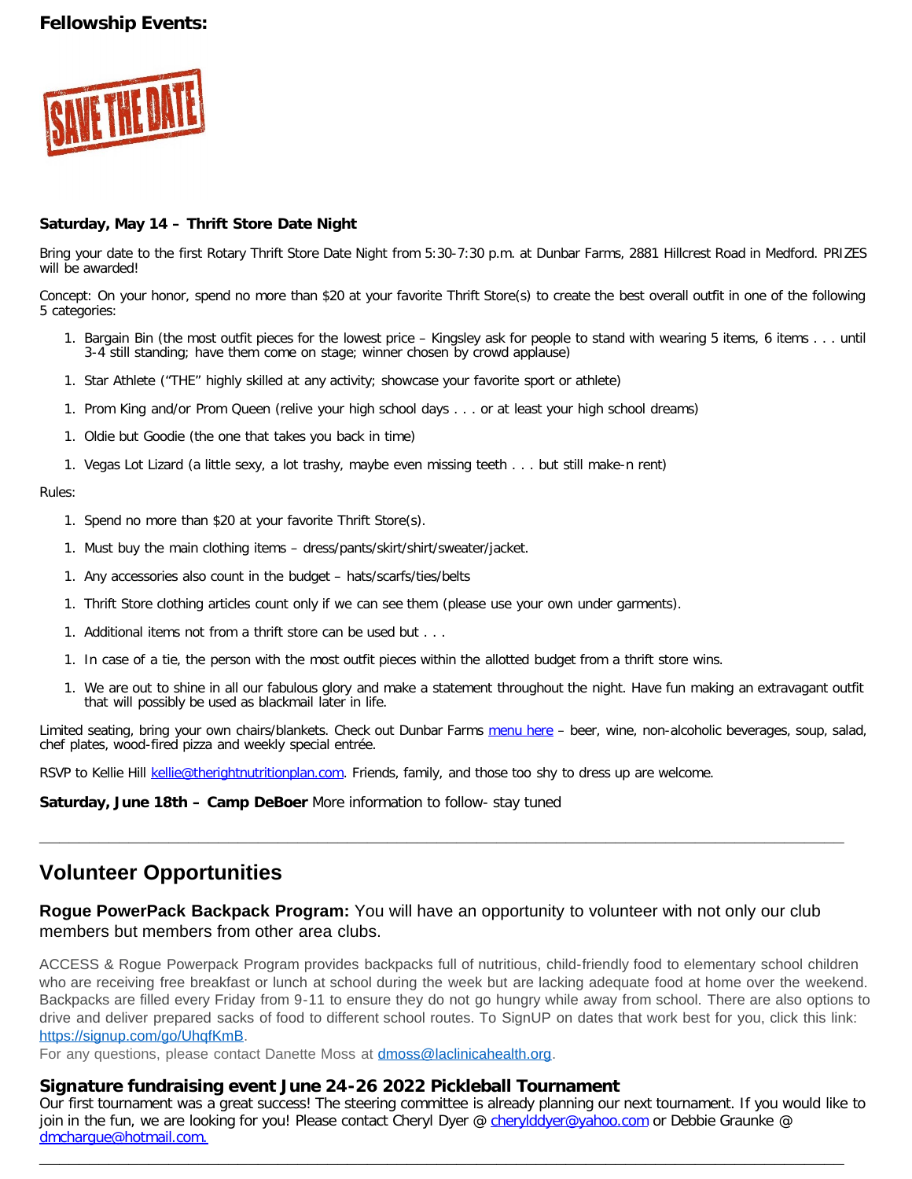## Fellowship Events:

SAVE THE DATE

**Saturday, May 14 – Thrift Store Date Night**

Bring your date to the first Rotary Thrift Store Date Night from 5:30-7:30 p.m. at Dunbar Farms, 2881 Hillcrest Road in Medford. PRIZES will be awarded!

Concept: On your honor, spend no more than $20 at your favorite Thrift Store(s) to create the best overall outfit in one of the following 5 categories:

1. Bargain Bin (the most outfit pieces for the lowest price – Kingsley ask for people to stand with wearing 5 items, 6 items . . . until 3-4 still standing; have them come on stage; winner chosen by crowd applause)
1. Star Athlete ("THE" highly skilled at any activity; showcase your favorite sport or athlete)
1. Prom King and/or Prom Queen (relive your high school days . . . or at least your high school dreams)
1. Oldie but Goodie (the one that takes you back in time)
1. Vegas Lot Lizard (a little sexy, a lot trashy, maybe even missing teeth . . . but still make-n rent)

Rules:

1. Spend no more than $20 at your favorite Thrift Store(s).
1. Must buy the main clothing items – dress/pants/skirt/shirt/sweater/jacket.
1. Any accessories also count in the budget – hats/scarfs/ties/belts
1. Thrift Store clothing articles count only if we can see them (please use your own under garments).
1. Additional items not from a thrift store can be used but . . .
1. In case of a tie, the person with the most outfit pieces within the allotted budget from a thrift store wins.
1. We are out to shine in all our fabulous glory and make a statement throughout the night. Have fun making an extravagant outfit that will possibly be used as blackmail later in life.

Limited seating, bring your own chairs/blankets. Check out Dunbar Farms menu here – beer, wine, non-alcoholic beverages, soup, salad, chef plates, wood-fired pizza and weekly special entrée.

RSVP to Kellie Hill kellie@therightnutritionplan.com. Friends, family, and those too shy to dress up are welcome.

**Saturday, June 18th – Camp DeBoer** More information to follow- stay tuned

---

## Volunteer Opportunities

### Rogue PowerPack Backpack Program: You will have an opportunity to volunteer with not only our club members but members from other area clubs.

ACCESS & Rogue Powerpack Program provides backpacks full of nutritious, child-friendly food to elementary school children who are receiving free breakfast or lunch at school during the week but are lacking adequate food at home over the weekend. Backpacks are filled every Friday from 9-11 to ensure they do not go hungry while away from school. There are also options to drive and deliver prepared sacks of food to different school routes. To SignUP on dates that work best for you, click this link: https://signup.com/go/UhqfKmB.
For any questions, please contact Danette Moss at dmoss@laclinicahealth.org.

### Signature fundraising event June 24-26 2022 Pickleball Tournament

Our first tournament was a great success! The steering committee is already planning our next tournament. If you would like to join in the fun, we are looking for you! Please contact Cheryl Dyer @ cheryldyer@yahoo.com or Debbie Graunke @ dmchargue@hotmail.com.

---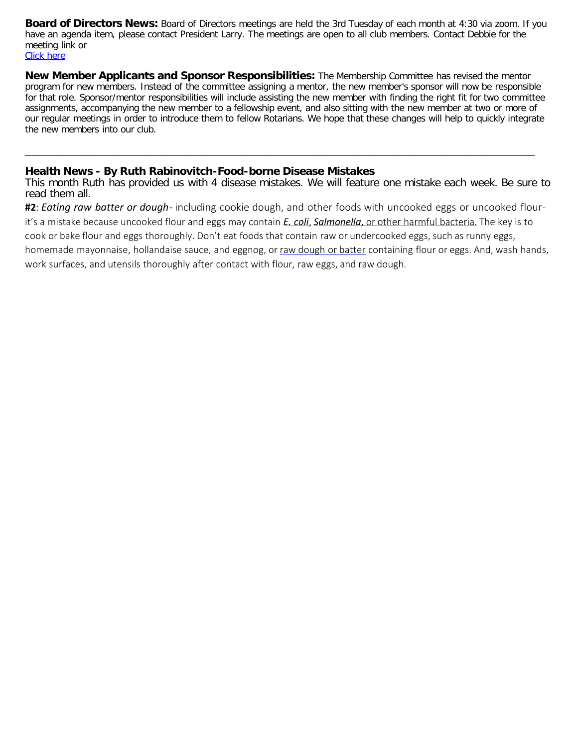**Board of Directors News:** Board of Directors meetings are held the 3rd Tuesday of each month at 4:30 via zoom. If you have an agenda item, please contact President Larry. The meetings are open to all club members. Contact Debbie for the meeting link or
Click here

**New Member Applicants and Sponsor Responsibilities:** The Membership Committee has revised the mentor program for new members. Instead of the committee assigning a mentor, the new member's sponsor will now be responsible for that role. Sponsor/mentor responsibilities will include assisting the new member with finding the right fit for two committee assignments, accompanying the new member to a fellowship event, and also sitting with the new member at two or more of our regular meetings in order to introduce them to fellow Rotarians. We hope that these changes will help to quickly integrate the new members into our club.

---

## Health News - By Ruth Rabinovitch-Food-borne Disease Mistakes

This month Ruth has provided us with 4 disease mistakes. We will feature one mistake each week. Be sure to read them all.

**#2**: *Eating raw batter or dough*- including cookie dough, and other foods with uncooked eggs or uncooked flour- it's a mistake because uncooked flour and eggs may contain ***E. coli***, ***Salmonella***, or other harmful bacteria. The key is to cook or bake flour and eggs thoroughly. Don't eat foods that contain raw or undercooked eggs, such as runny eggs, homemade mayonnaise, hollandaise sauce, and eggnog, or raw dough or batter containing flour or eggs. And, wash hands, work surfaces, and utensils thoroughly after contact with flour, raw eggs, and raw dough.